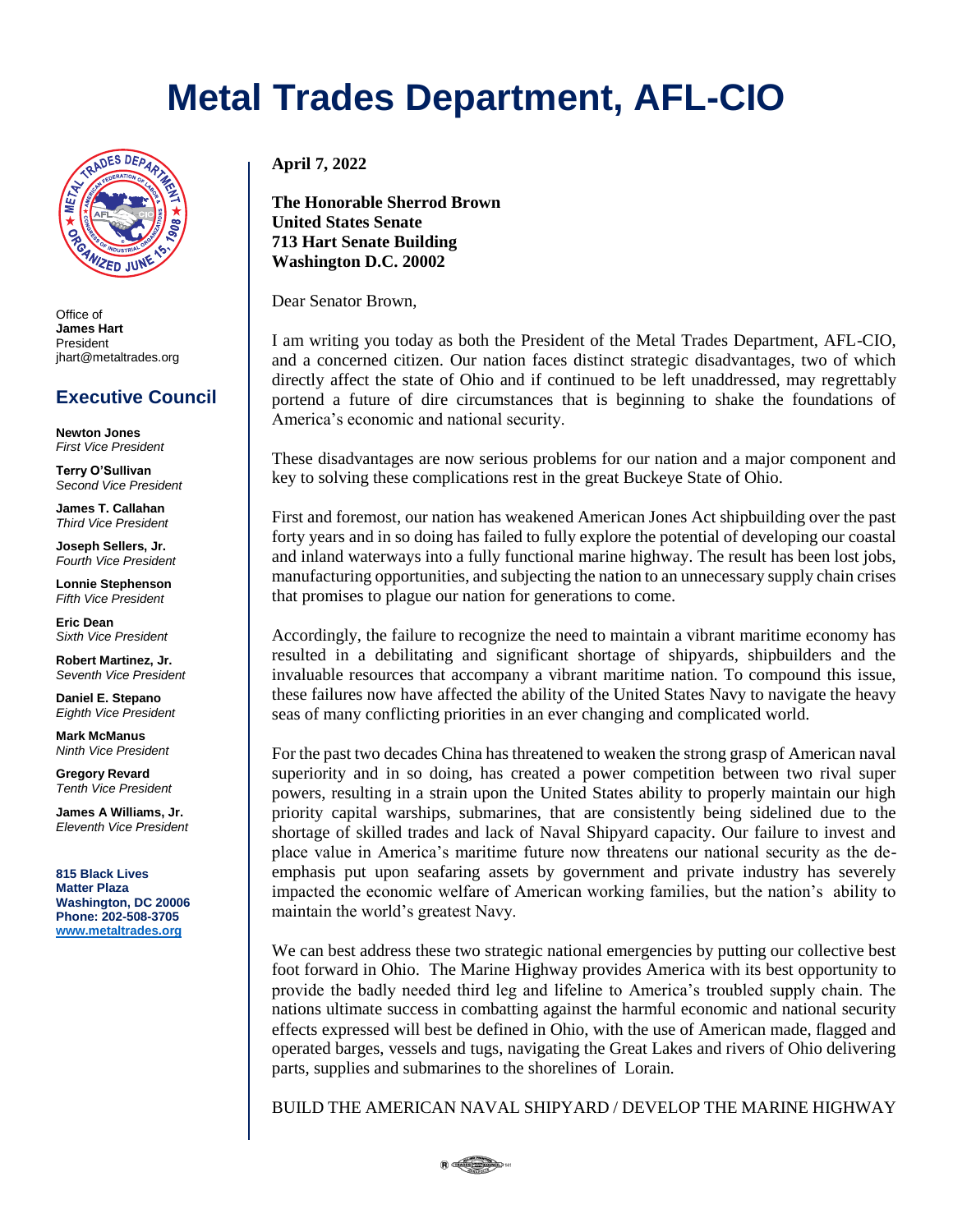# Metal Trades Department, AFL-CIO

Office of
**James Hart**
President
jhart@metaltrades.org

## Executive Council

**Newton Jones**
*First Vice President*

**Terry O'Sullivan**
*Second Vice President*

**James T. Callahan**
*Third Vice President*

**Joseph Sellers, Jr.**
*Fourth Vice President*

**Lonnie Stephenson**
*Fifth Vice President*

**Eric Dean**
*Sixth Vice President*

**Robert Martinez, Jr.**
*Seventh Vice President*

**Daniel E. Stepano**
*Eighth Vice President*

**Mark McManus**
*Ninth Vice President*

**Gregory Revard**
*Tenth Vice President*

**James A Williams, Jr.**
*Eleventh Vice President*

**815 Black Lives Matter Plaza**
**Washington, DC 20006**
**Phone: 202-508-3705**
**www.metaltrades.org**

**April 7, 2022**

**The Honorable Sherrod Brown**
**United States Senate**
**713 Hart Senate Building**
**Washington D.C. 20002**

Dear Senator Brown,

I am writing you today as both the President of the Metal Trades Department, AFL-CIO, and a concerned citizen. Our nation faces distinct strategic disadvantages, two of which directly affect the state of Ohio and if continued to be left unaddressed, may regrettably portend a future of dire circumstances that is beginning to shake the foundations of America's economic and national security.

These disadvantages are now serious problems for our nation and a major component and key to solving these complications rest in the great Buckeye State of Ohio.

First and foremost, our nation has weakened American Jones Act shipbuilding over the past forty years and in so doing has failed to fully explore the potential of developing our coastal and inland waterways into a fully functional marine highway. The result has been lost jobs, manufacturing opportunities, and subjecting the nation to an unnecessary supply chain crises that promises to plague our nation for generations to come.

Accordingly, the failure to recognize the need to maintain a vibrant maritime economy has resulted in a debilitating and significant shortage of shipyards, shipbuilders and the invaluable resources that accompany a vibrant maritime nation. To compound this issue, these failures now have affected the ability of the United States Navy to navigate the heavy seas of many conflicting priorities in an ever changing and complicated world.

For the past two decades China has threatened to weaken the strong grasp of American naval superiority and in so doing, has created a power competition between two rival super powers, resulting in a strain upon the United States ability to properly maintain our high priority capital warships, submarines, that are consistently being sidelined due to the shortage of skilled trades and lack of Naval Shipyard capacity. Our failure to invest and place value in America's maritime future now threatens our national security as the de-emphasis put upon seafaring assets by government and private industry has severely impacted the economic welfare of American working families, but the nation's ability to maintain the world's greatest Navy.

We can best address these two strategic national emergencies by putting our collective best foot forward in Ohio. The Marine Highway provides America with its best opportunity to provide the badly needed third leg and lifeline to America's troubled supply chain. The nations ultimate success in combatting against the harmful economic and national security effects expressed will best be defined in Ohio, with the use of American made, flagged and operated barges, vessels and tugs, navigating the Great Lakes and rivers of Ohio delivering parts, supplies and submarines to the shorelines of Lorain.

BUILD THE AMERICAN NAVAL SHIPYARD / DEVELOP THE MARINE HIGHWAY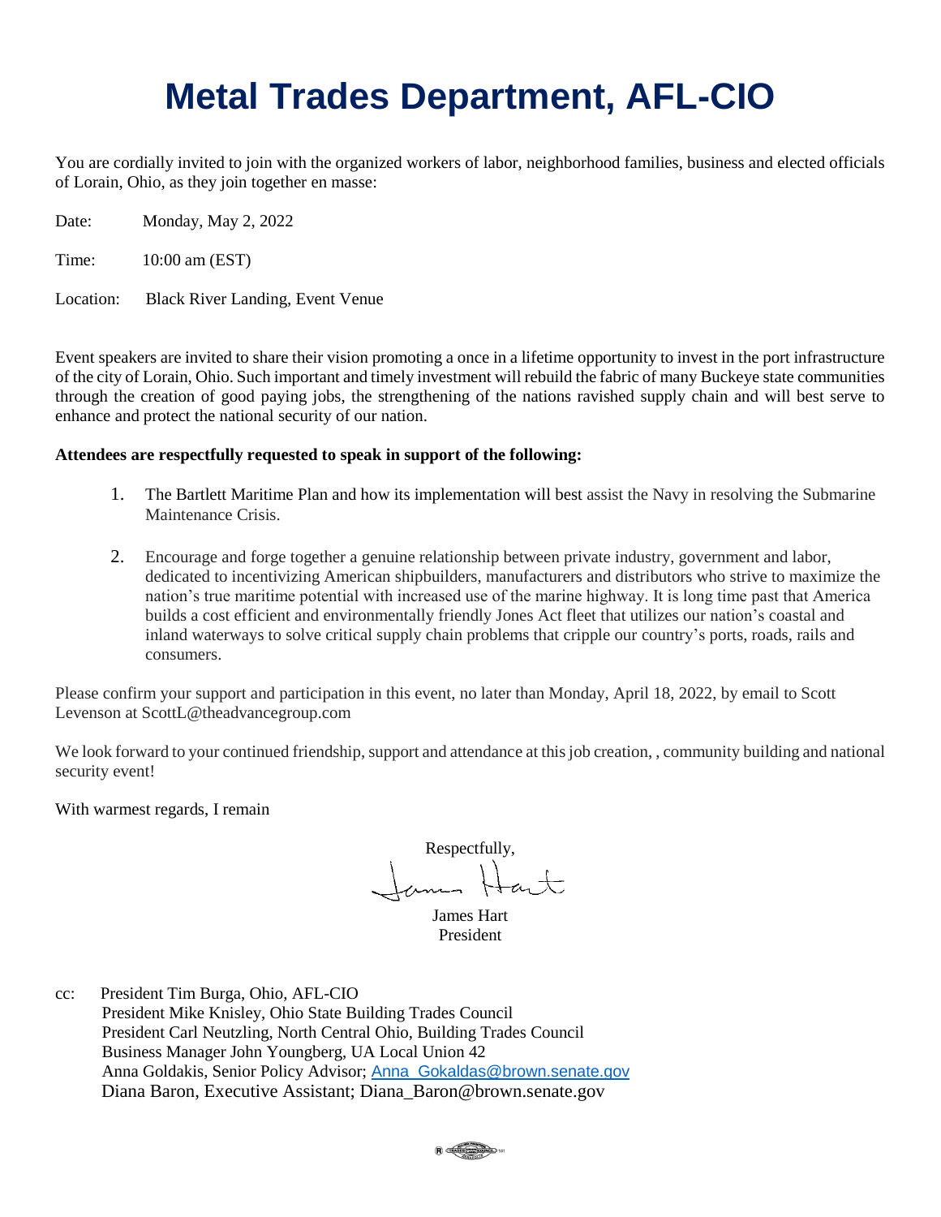# Metal Trades Department, AFL-CIO

You are cordially invited to join with the organized workers of labor, neighborhood families, business and elected officials of Lorain, Ohio, as they join together en masse:

Date: Monday, May 2, 2022

Time: 10:00 am (EST)

Location: Black River Landing, Event Venue

Event speakers are invited to share their vision promoting a once in a lifetime opportunity to invest in the port infrastructure of the city of Lorain, Ohio. Such important and timely investment will rebuild the fabric of many Buckeye state communities through the creation of good paying jobs, the strengthening of the nations ravished supply chain and will best serve to enhance and protect the national security of our nation.

**Attendees are respectfully requested to speak in support of the following:**

1. The Bartlett Maritime Plan and how its implementation will best assist the Navy in resolving the Submarine Maintenance Crisis.

2. Encourage and forge together a genuine relationship between private industry, government and labor, dedicated to incentivizing American shipbuilders, manufacturers and distributors who strive to maximize the nation's true maritime potential with increased use of the marine highway. It is long time past that America builds a cost efficient and environmentally friendly Jones Act fleet that utilizes our nation's coastal and inland waterways to solve critical supply chain problems that cripple our country's ports, roads, rails and consumers.

Please confirm your support and participation in this event, no later than Monday, April 18, 2022, by email to Scott Levenson at ScottL@theadvancegroup.com

We look forward to your continued friendship, support and attendance at this job creation, , community building and national security event!

With warmest regards, I remain

Respectfully,

James Hart

James Hart
President

cc: President Tim Burga, Ohio, AFL-CIO
President Mike Knisley, Ohio State Building Trades Council
President Carl Neutzling, North Central Ohio, Building Trades Council
Business Manager John Youngberg, UA Local Union 42
Anna Goldakis, Senior Policy Advisor; Anna_Gokaldas@brown.senate.gov
Diana Baron, Executive Assistant; Diana_Baron@brown.senate.gov